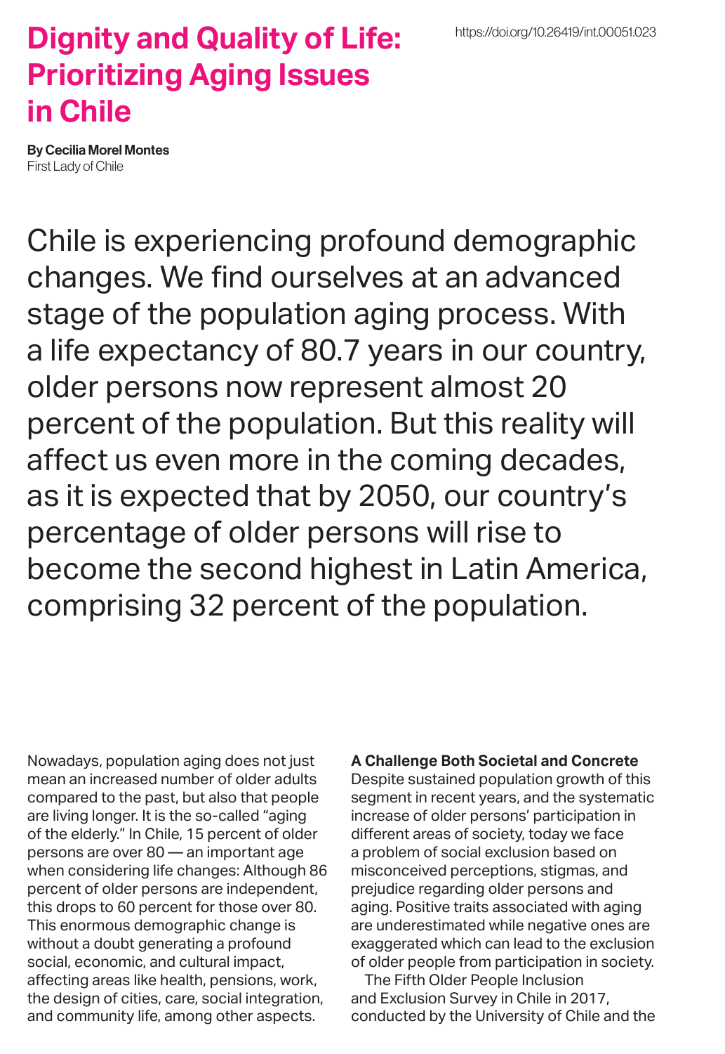# Dignity and Quality of Life: Prioritizing Aging Issues in Chile

https://doi.org/10.26419/int.00051.023

**By Cecilia Morel Montes**
First Lady of Chile

Chile is experiencing profound demographic changes. We find ourselves at an advanced stage of the population aging process. With a life expectancy of 80.7 years in our country, older persons now represent almost 20 percent of the population. But this reality will affect us even more in the coming decades, as it is expected that by 2050, our country's percentage of older persons will rise to become the second highest in Latin America, comprising 32 percent of the population.

Nowadays, population aging does not just mean an increased number of older adults compared to the past, but also that people are living longer. It is the so-called "aging of the elderly." In Chile, 15 percent of older persons are over 80 — an important age when considering life changes: Although 86 percent of older persons are independent, this drops to 60 percent for those over 80. This enormous demographic change is without a doubt generating a profound social, economic, and cultural impact, affecting areas like health, pensions, work, the design of cities, care, social integration, and community life, among other aspects.

**A Challenge Both Societal and Concrete**

Despite sustained population growth of this segment in recent years, and the systematic increase of older persons' participation in different areas of society, today we face a problem of social exclusion based on misconceived perceptions, stigmas, and prejudice regarding older persons and aging. Positive traits associated with aging are underestimated while negative ones are exaggerated which can lead to the exclusion of older people from participation in society.

The Fifth Older People Inclusion and Exclusion Survey in Chile in 2017, conducted by the University of Chile and the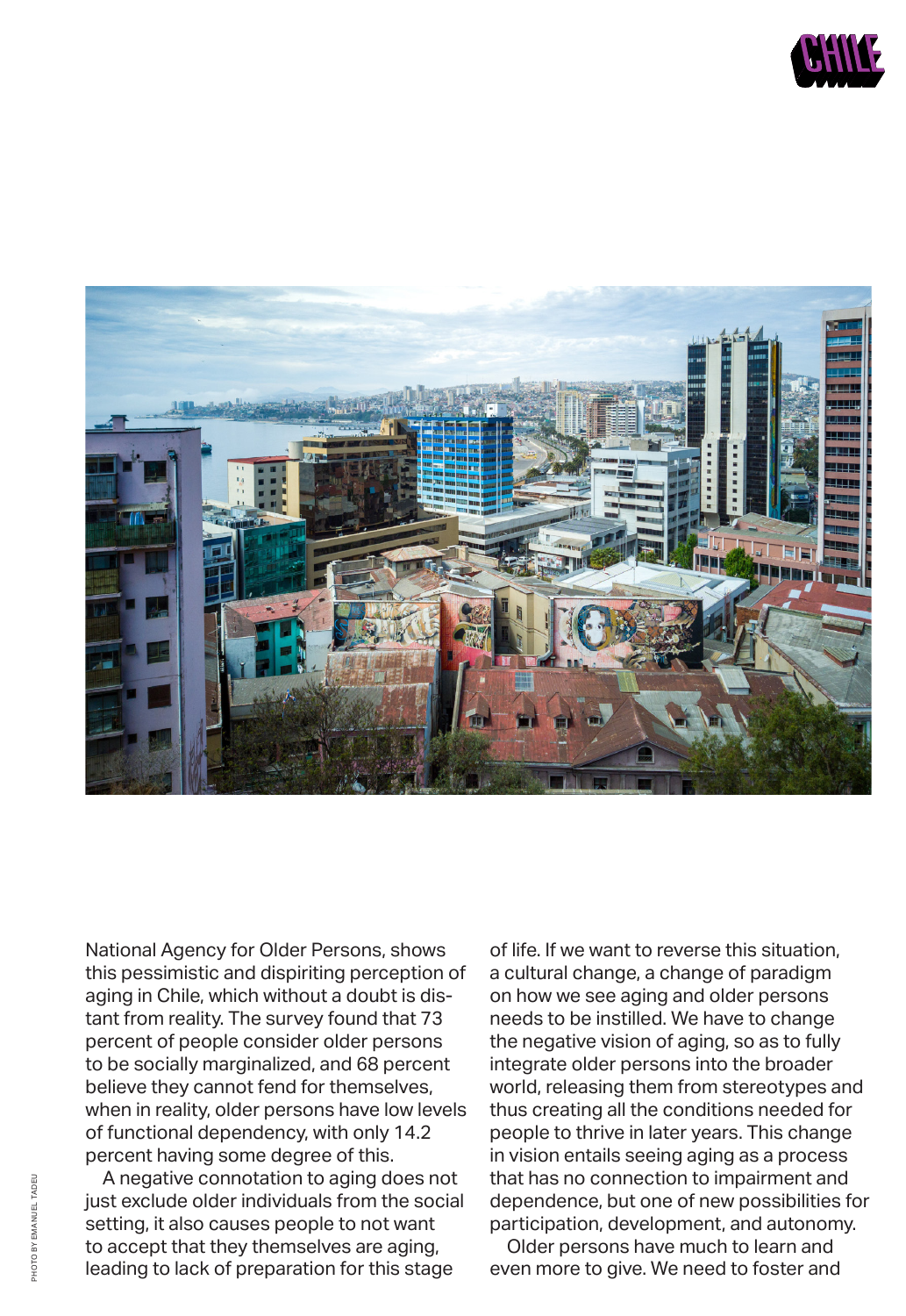National Agency for Older Persons, shows this pessimistic and dispiriting perception of aging in Chile, which without a doubt is distant from reality. The survey found that 73 percent of people consider older persons to be socially marginalized, and 68 percent believe they cannot fend for themselves, when in reality, older persons have low levels of functional dependency, with only 14.2 percent having some degree of this.

A negative connotation to aging does not just exclude older individuals from the social setting, it also causes people to not want to accept that they themselves are aging, leading to lack of preparation for this stage of life. If we want to reverse this situation, a cultural change, a change of paradigm on how we see aging and older persons needs to be instilled. We have to change the negative vision of aging, so as to fully integrate older persons into the broader world, releasing them from stereotypes and thus creating all the conditions needed for people to thrive in later years. This change in vision entails seeing aging as a process that has no connection to impairment and dependence, but one of new possibilities for participation, development, and autonomy.

Older persons have much to learn and even more to give. We need to foster and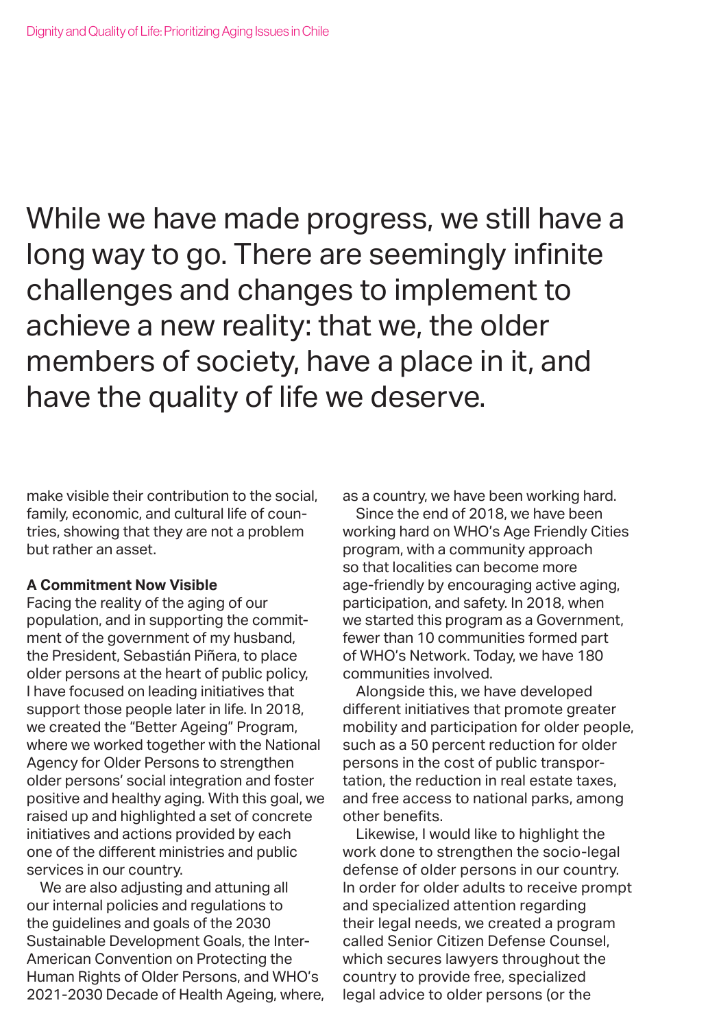While we have made progress, we still have a long way to go. There are seemingly infinite challenges and changes to implement to achieve a new reality: that we, the older members of society, have a place in it, and have the quality of life we deserve.

make visible their contribution to the social, family, economic, and cultural life of countries, showing that they are not a problem but rather an asset.

**A Commitment Now Visible**

Facing the reality of the aging of our population, and in supporting the commitment of the government of my husband, the President, Sebastián Piñera, to place older persons at the heart of public policy, I have focused on leading initiatives that support those people later in life. In 2018, we created the "Better Ageing" Program, where we worked together with the National Agency for Older Persons to strengthen older persons' social integration and foster positive and healthy aging. With this goal, we raised up and highlighted a set of concrete initiatives and actions provided by each one of the different ministries and public services in our country.

We are also adjusting and attuning all our internal policies and regulations to the guidelines and goals of the 2030 Sustainable Development Goals, the Inter-American Convention on Protecting the Human Rights of Older Persons, and WHO's 2021-2030 Decade of Health Ageing, where, as a country, we have been working hard.

Since the end of 2018, we have been working hard on WHO's Age Friendly Cities program, with a community approach so that localities can become more age-friendly by encouraging active aging, participation, and safety. In 2018, when we started this program as a Government, fewer than 10 communities formed part of WHO's Network. Today, we have 180 communities involved.

Alongside this, we have developed different initiatives that promote greater mobility and participation for older people, such as a 50 percent reduction for older persons in the cost of public transportation, the reduction in real estate taxes, and free access to national parks, among other benefits.

Likewise, I would like to highlight the work done to strengthen the socio-legal defense of older persons in our country. In order for older adults to receive prompt and specialized attention regarding their legal needs, we created a program called Senior Citizen Defense Counsel, which secures lawyers throughout the country to provide free, specialized legal advice to older persons (or the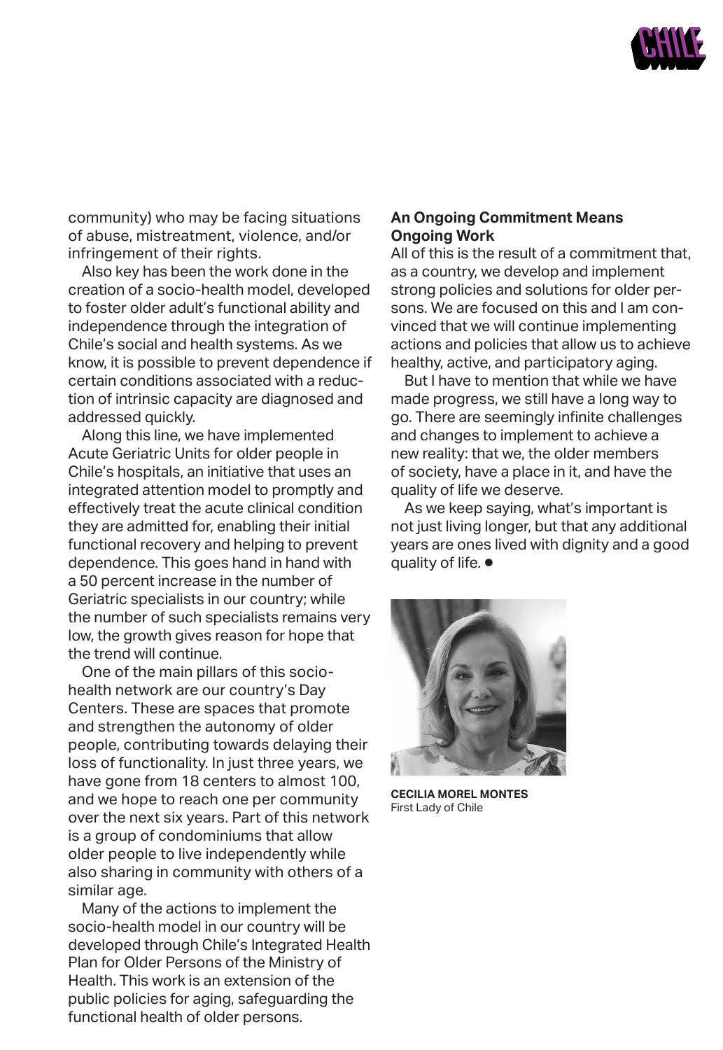community) who may be facing situations of abuse, mistreatment, violence, and/or infringement of their rights.

Also key has been the work done in the creation of a socio-health model, developed to foster older adult's functional ability and independence through the integration of Chile's social and health systems. As we know, it is possible to prevent dependence if certain conditions associated with a reduction of intrinsic capacity are diagnosed and addressed quickly.

Along this line, we have implemented Acute Geriatric Units for older people in Chile's hospitals, an initiative that uses an integrated attention model to promptly and effectively treat the acute clinical condition they are admitted for, enabling their initial functional recovery and helping to prevent dependence. This goes hand in hand with a 50 percent increase in the number of Geriatric specialists in our country; while the number of such specialists remains very low, the growth gives reason for hope that the trend will continue.

One of the main pillars of this socio-health network are our country's Day Centers. These are spaces that promote and strengthen the autonomy of older people, contributing towards delaying their loss of functionality. In just three years, we have gone from 18 centers to almost 100, and we hope to reach one per community over the next six years. Part of this network is a group of condominiums that allow older people to live independently while also sharing in community with others of a similar age.

Many of the actions to implement the socio-health model in our country will be developed through Chile's Integrated Health Plan for Older Persons of the Ministry of Health. This work is an extension of the public policies for aging, safeguarding the functional health of older persons.

**An Ongoing Commitment Means Ongoing Work**

All of this is the result of a commitment that, as a country, we develop and implement strong policies and solutions for older persons. We are focused on this and I am convinced that we will continue implementing actions and policies that allow us to achieve healthy, active, and participatory aging.

But I have to mention that while we have made progress, we still have a long way to go. There are seemingly infinite challenges and changes to implement to achieve a new reality: that we, the older members of society, have a place in it, and have the quality of life we deserve.

As we keep saying, what's important is not just living longer, but that any additional years are ones lived with dignity and a good quality of life. ●

**CECILIA MOREL MONTES**
First Lady of Chile